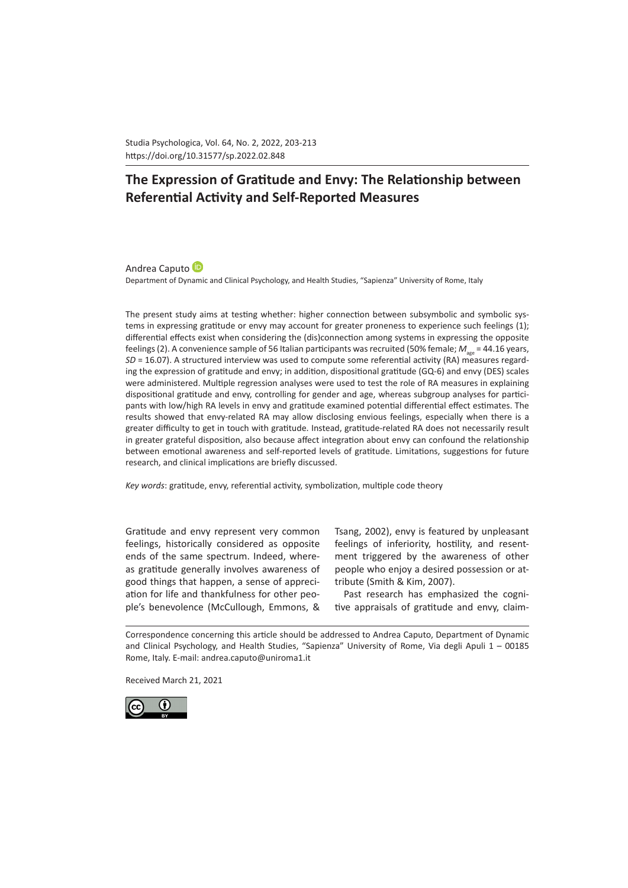Studia Psychologica, Vol. 64, No. 2, 2022, 203-213
https://doi.org/10.31577/sp.2022.02.848

# The Expression of Gratitude and Envy: The Relationship between Referential Activity and Self-Reported Measures

Andrea Caputo

Department of Dynamic and Clinical Psychology, and Health Studies, "Sapienza" University of Rome, Italy

The present study aims at testing whether: higher connection between subsymbolic and symbolic systems in expressing gratitude or envy may account for greater proneness to experience such feelings (1); differential effects exist when considering the (dis)connection among systems in expressing the opposite feelings (2). A convenience sample of 56 Italian participants was recruited (50% female; $M_{age}$ = 44.16 years, *SD* = 16.07). A structured interview was used to compute some referential activity (RA) measures regarding the expression of gratitude and envy; in addition, dispositional gratitude (GQ-6) and envy (DES) scales were administered. Multiple regression analyses were used to test the role of RA measures in explaining dispositional gratitude and envy, controlling for gender and age, whereas subgroup analyses for participants with low/high RA levels in envy and gratitude examined potential differential effect estimates. The results showed that envy-related RA may allow disclosing envious feelings, especially when there is a greater difficulty to get in touch with gratitude. Instead, gratitude-related RA does not necessarily result in greater grateful disposition, also because affect integration about envy can confound the relationship between emotional awareness and self-reported levels of gratitude. Limitations, suggestions for future research, and clinical implications are briefly discussed.

*Key words*: gratitude, envy, referential activity, symbolization, multiple code theory

Gratitude and envy represent very common feelings, historically considered as opposite ends of the same spectrum. Indeed, whereas gratitude generally involves awareness of good things that happen, a sense of appreciation for life and thankfulness for other people's benevolence (McCullough, Emmons, & Tsang, 2002), envy is featured by unpleasant feelings of inferiority, hostility, and resentment triggered by the awareness of other people who enjoy a desired possession or attribute (Smith & Kim, 2007).

Past research has emphasized the cognitive appraisals of gratitude and envy, claim-

Correspondence concerning this article should be addressed to Andrea Caputo, Department of Dynamic and Clinical Psychology, and Health Studies, "Sapienza" University of Rome, Via degli Apuli 1 – 00185 Rome, Italy. E-mail: andrea.caputo@uniroma1.it

Received March 21, 2021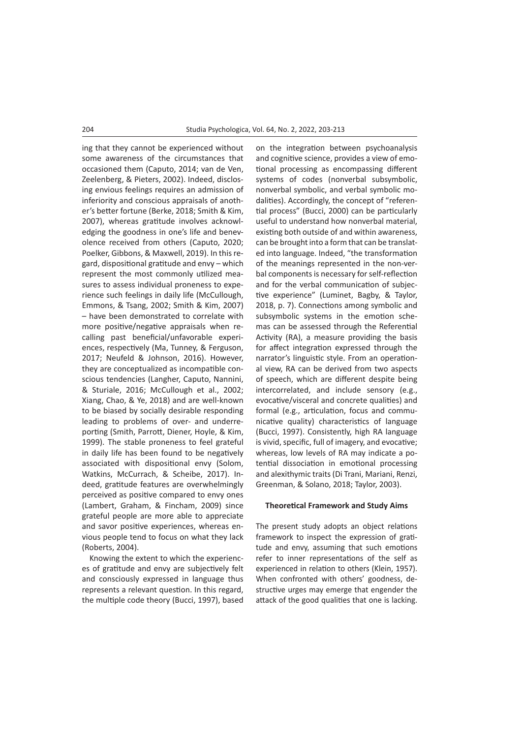ing that they cannot be experienced without some awareness of the circumstances that occasioned them (Caputo, 2014; van de Ven, Zeelenberg, & Pieters, 2002). Indeed, disclosing envious feelings requires an admission of inferiority and conscious appraisals of another's better fortune (Berke, 2018; Smith & Kim, 2007), whereas gratitude involves acknowledging the goodness in one's life and benevolence received from others (Caputo, 2020; Poelker, Gibbons, & Maxwell, 2019). In this regard, dispositional gratitude and envy – which represent the most commonly utilized measures to assess individual proneness to experience such feelings in daily life (McCullough, Emmons, & Tsang, 2002; Smith & Kim, 2007) – have been demonstrated to correlate with more positive/negative appraisals when recalling past beneficial/unfavorable experiences, respectively (Ma, Tunney, & Ferguson, 2017; Neufeld & Johnson, 2016). However, they are conceptualized as incompatible conscious tendencies (Langher, Caputo, Nannini, & Sturiale, 2016; McCullough et al., 2002; Xiang, Chao, & Ye, 2018) and are well-known to be biased by socially desirable responding leading to problems of over- and underreporting (Smith, Parrott, Diener, Hoyle, & Kim, 1999). The stable proneness to feel grateful in daily life has been found to be negatively associated with dispositional envy (Solom, Watkins, McCurrach, & Scheibe, 2017). Indeed, gratitude features are overwhelmingly perceived as positive compared to envy ones (Lambert, Graham, & Fincham, 2009) since grateful people are more able to appreciate and savor positive experiences, whereas envious people tend to focus on what they lack (Roberts, 2004).

Knowing the extent to which the experiences of gratitude and envy are subjectively felt and consciously expressed in language thus represents a relevant question. In this regard, the multiple code theory (Bucci, 1997), based on the integration between psychoanalysis and cognitive science, provides a view of emotional processing as encompassing different systems of codes (nonverbal subsymbolic, nonverbal symbolic, and verbal symbolic modalities). Accordingly, the concept of "referential process" (Bucci, 2000) can be particularly useful to understand how nonverbal material, existing both outside of and within awareness, can be brought into a form that can be translated into language. Indeed, "the transformation of the meanings represented in the non-verbal components is necessary for self-reflection and for the verbal communication of subjective experience" (Luminet, Bagby, & Taylor, 2018, p. 7). Connections among symbolic and subsymbolic systems in the emotion schemas can be assessed through the Referential Activity (RA), a measure providing the basis for affect integration expressed through the narrator's linguistic style. From an operational view, RA can be derived from two aspects of speech, which are different despite being intercorrelated, and include sensory (e.g., evocative/visceral and concrete qualities) and formal (e.g., articulation, focus and communicative quality) characteristics of language (Bucci, 1997). Consistently, high RA language is vivid, specific, full of imagery, and evocative; whereas, low levels of RA may indicate a potential dissociation in emotional processing and alexithymic traits (Di Trani, Mariani, Renzi, Greenman, & Solano, 2018; Taylor, 2003).

### Theoretical Framework and Study Aims

The present study adopts an object relations framework to inspect the expression of gratitude and envy, assuming that such emotions refer to inner representations of the self as experienced in relation to others (Klein, 1957). When confronted with others' goodness, destructive urges may emerge that engender the attack of the good qualities that one is lacking.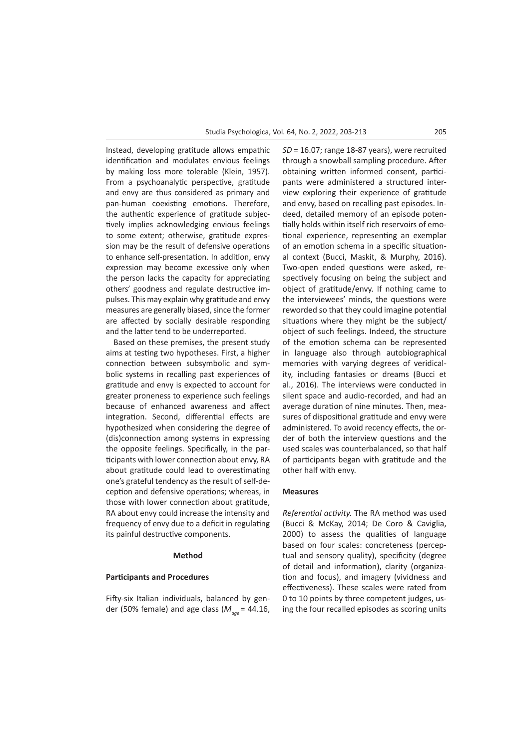Instead, developing gratitude allows empathic identification and modulates envious feelings by making loss more tolerable (Klein, 1957). From a psychoanalytic perspective, gratitude and envy are thus considered as primary and pan-human coexisting emotions. Therefore, the authentic experience of gratitude subjectively implies acknowledging envious feelings to some extent; otherwise, gratitude expression may be the result of defensive operations to enhance self-presentation. In addition, envy expression may become excessive only when the person lacks the capacity for appreciating others' goodness and regulate destructive impulses. This may explain why gratitude and envy measures are generally biased, since the former are affected by socially desirable responding and the latter tend to be underreported.

Based on these premises, the present study aims at testing two hypotheses. First, a higher connection between subsymbolic and symbolic systems in recalling past experiences of gratitude and envy is expected to account for greater proneness to experience such feelings because of enhanced awareness and affect integration. Second, differential effects are hypothesized when considering the degree of (dis)connection among systems in expressing the opposite feelings. Specifically, in the participants with lower connection about envy, RA about gratitude could lead to overestimating one's grateful tendency as the result of self-deception and defensive operations; whereas, in those with lower connection about gratitude, RA about envy could increase the intensity and frequency of envy due to a deficit in regulating its painful destructive components.

## Method

### Participants and Procedures

Fifty-six Italian individuals, balanced by gender (50% female) and age class ($M_{age}$ = 44.16, *SD* = 16.07; range 18-87 years), were recruited through a snowball sampling procedure. After obtaining written informed consent, participants were administered a structured interview exploring their experience of gratitude and envy, based on recalling past episodes. Indeed, detailed memory of an episode potentially holds within itself rich reservoirs of emotional experience, representing an exemplar of an emotion schema in a specific situational context (Bucci, Maskit, & Murphy, 2016). Two-open ended questions were asked, respectively focusing on being the subject and object of gratitude/envy. If nothing came to the interviewees' minds, the questions were reworded so that they could imagine potential situations where they might be the subject/object of such feelings. Indeed, the structure of the emotion schema can be represented in language also through autobiographical memories with varying degrees of veridicality, including fantasies or dreams (Bucci et al., 2016). The interviews were conducted in silent space and audio-recorded, and had an average duration of nine minutes. Then, measures of dispositional gratitude and envy were administered. To avoid recency effects, the order of both the interview questions and the used scales was counterbalanced, so that half of participants began with gratitude and the other half with envy.

### Measures

*Referential activity.* The RA method was used (Bucci & McKay, 2014; De Coro & Caviglia, 2000) to assess the qualities of language based on four scales: concreteness (perceptual and sensory quality), specificity (degree of detail and information), clarity (organization and focus), and imagery (vividness and effectiveness). These scales were rated from 0 to 10 points by three competent judges, using the four recalled episodes as scoring units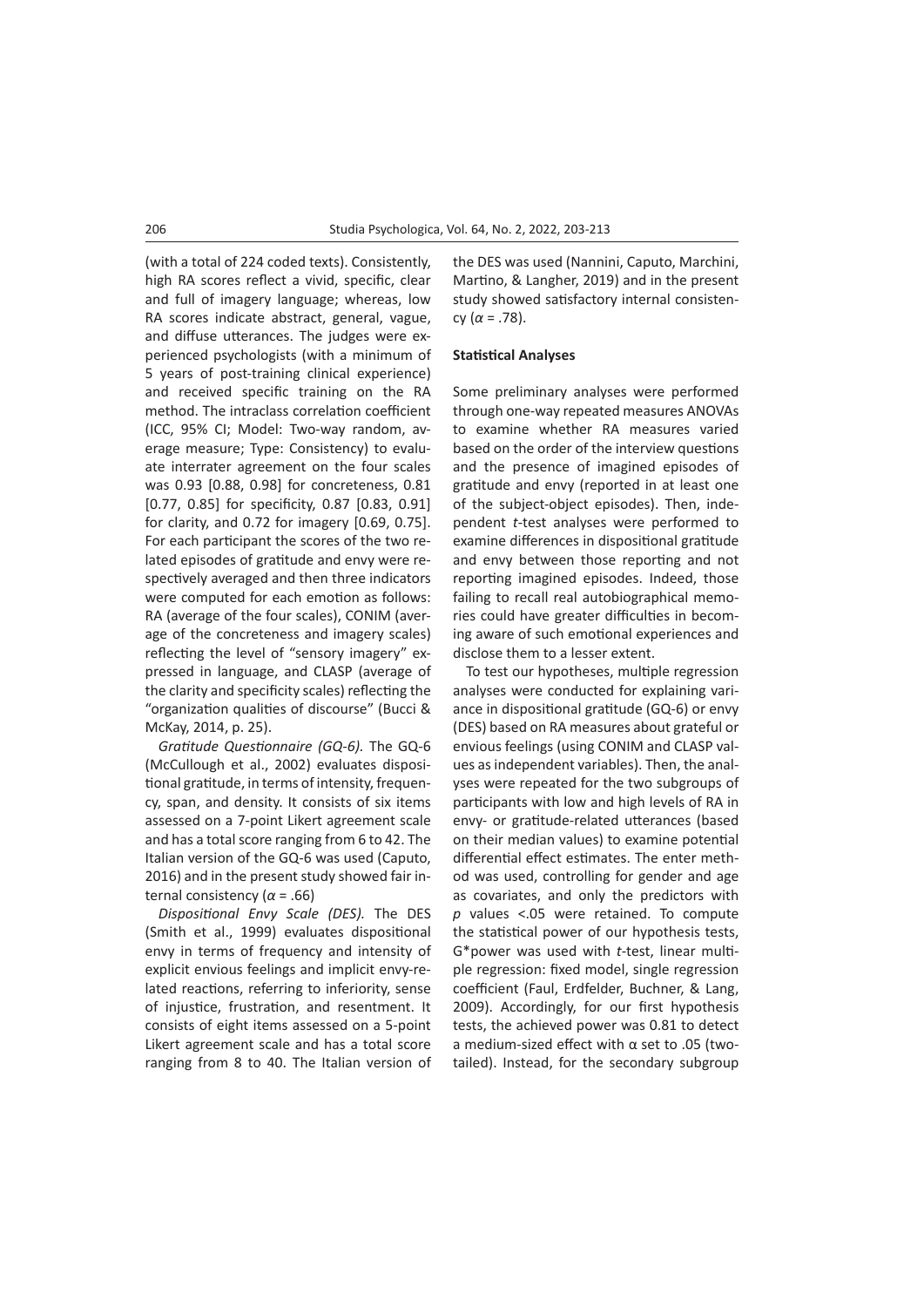(with a total of 224 coded texts). Consistently, high RA scores reflect a vivid, specific, clear and full of imagery language; whereas, low RA scores indicate abstract, general, vague, and diffuse utterances. The judges were experienced psychologists (with a minimum of 5 years of post-training clinical experience) and received specific training on the RA method. The intraclass correlation coefficient (ICC, 95% CI; Model: Two-way random, average measure; Type: Consistency) to evaluate interrater agreement on the four scales was 0.93 [0.88, 0.98] for concreteness, 0.81 [0.77, 0.85] for specificity, 0.87 [0.83, 0.91] for clarity, and 0.72 for imagery [0.69, 0.75]. For each participant the scores of the two related episodes of gratitude and envy were respectively averaged and then three indicators were computed for each emotion as follows: RA (average of the four scales), CONIM (average of the concreteness and imagery scales) reflecting the level of "sensory imagery" expressed in language, and CLASP (average of the clarity and specificity scales) reflecting the "organization qualities of discourse" (Bucci & McKay, 2014, p. 25).

*Gratitude Questionnaire (GQ-6).* The GQ-6 (McCullough et al., 2002) evaluates dispositional gratitude, in terms of intensity, frequency, span, and density. It consists of six items assessed on a 7-point Likert agreement scale and has a total score ranging from 6 to 42. The Italian version of the GQ-6 was used (Caputo, 2016) and in the present study showed fair internal consistency ($\alpha = .66$)

*Dispositional Envy Scale (DES).* The DES (Smith et al., 1999) evaluates dispositional envy in terms of frequency and intensity of explicit envious feelings and implicit envy-related reactions, referring to inferiority, sense of injustice, frustration, and resentment. It consists of eight items assessed on a 5-point Likert agreement scale and has a total score ranging from 8 to 40. The Italian version of the DES was used (Nannini, Caputo, Marchini, Martino, & Langher, 2019) and in the present study showed satisfactory internal consistency ($\alpha = .78$).

**Statistical Analyses**

Some preliminary analyses were performed through one-way repeated measures ANOVAs to examine whether RA measures varied based on the order of the interview questions and the presence of imagined episodes of gratitude and envy (reported in at least one of the subject-object episodes). Then, independent *t*-test analyses were performed to examine differences in dispositional gratitude and envy between those reporting and not reporting imagined episodes. Indeed, those failing to recall real autobiographical memories could have greater difficulties in becoming aware of such emotional experiences and disclose them to a lesser extent.

To test our hypotheses, multiple regression analyses were conducted for explaining variance in dispositional gratitude (GQ-6) or envy (DES) based on RA measures about grateful or envious feelings (using CONIM and CLASP values as independent variables). Then, the analyses were repeated for the two subgroups of participants with low and high levels of RA in envy- or gratitude-related utterances (based on their median values) to examine potential differential effect estimates. The enter method was used, controlling for gender and age as covariates, and only the predictors with $p$ values <.05 were retained. To compute the statistical power of our hypothesis tests, G*power was used with *t*-test, linear multiple regression: fixed model, single regression coefficient (Faul, Erdfelder, Buchner, & Lang, 2009). Accordingly, for our first hypothesis tests, the achieved power was 0.81 to detect a medium-sized effect with $\alpha$ set to .05 (two-tailed). Instead, for the secondary subgroup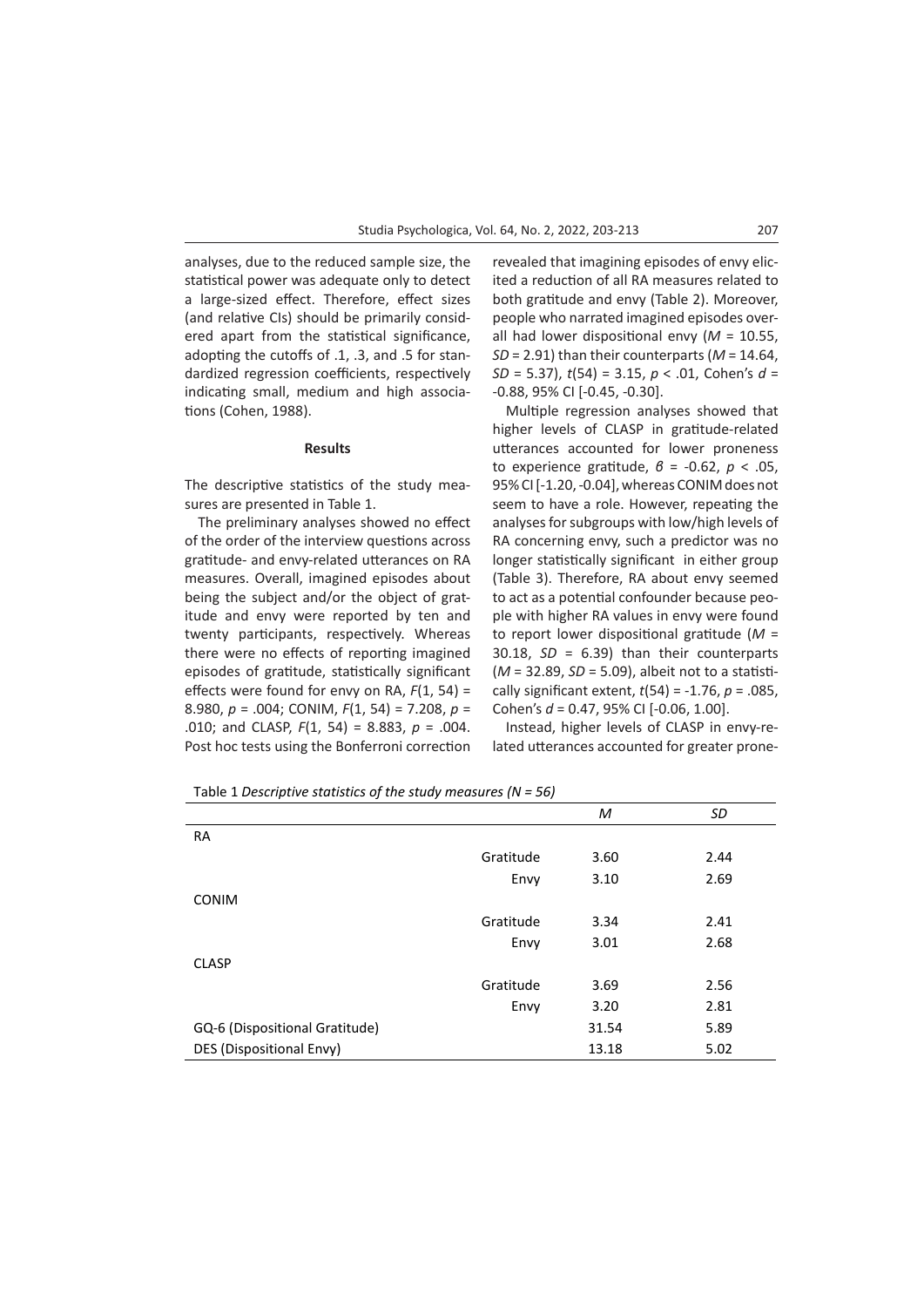analyses, due to the reduced sample size, the statistical power was adequate only to detect a large-sized effect. Therefore, effect sizes (and relative CIs) should be primarily considered apart from the statistical significance, adopting the cutoffs of .1, .3, and .5 for standardized regression coefficients, respectively indicating small, medium and high associations (Cohen, 1988).

## Results

The descriptive statistics of the study measures are presented in Table 1.

The preliminary analyses showed no effect of the order of the interview questions across gratitude- and envy-related utterances on RA measures. Overall, imagined episodes about being the subject and/or the object of gratitude and envy were reported by ten and twenty participants, respectively. Whereas there were no effects of reporting imagined episodes of gratitude, statistically significant effects were found for envy on RA, $F(1, 54) = 8.980$, $p = .004$; CONIM, $F(1, 54) = 7.208$, $p = .010$; and CLASP, $F(1, 54) = 8.883$, $p = .004$. Post hoc tests using the Bonferroni correction revealed that imagining episodes of envy elicited a reduction of all RA measures related to both gratitude and envy (Table 2). Moreover, people who narrated imagined episodes overall had lower dispositional envy ($M = 10.55$, $SD = 2.91$) than their counterparts ($M = 14.64$, $SD = 5.37$), $t(54) = 3.15$, $p < .01$, Cohen's $d = -0.88$, 95% CI [-0.45, -0.30].

Multiple regression analyses showed that higher levels of CLASP in gratitude-related utterances accounted for lower proneness to experience gratitude, $\beta = -0.62$, $p < .05$, 95% CI [-1.20, -0.04], whereas CONIM does not seem to have a role. However, repeating the analyses for subgroups with low/high levels of RA concerning envy, such a predictor was no longer statistically significant in either group (Table 3). Therefore, RA about envy seemed to act as a potential confounder because people with higher RA values in envy were found to report lower dispositional gratitude ($M = 30.18$, $SD = 6.39$) than their counterparts ($M = 32.89$, $SD = 5.09$), albeit not to a statistically significant extent, $t(54) = -1.76$, $p = .085$, Cohen's $d = 0.47$, 95% CI [-0.06, 1.00].

Instead, higher levels of CLASP in envy-related utterances accounted for greater prone-

Table 1 *Descriptive statistics of the study measures (N = 56)*

| | | *M* | *SD* |
|---|---|---|---|
| RA | | | |
| | Gratitude | 3.60 | 2.44 |
| | Envy | 3.10 | 2.69 |
| CONIM | | | |
| | Gratitude | 3.34 | 2.41 |
| | Envy | 3.01 | 2.68 |
| CLASP | | | |
| | Gratitude | 3.69 | 2.56 |
| | Envy | 3.20 | 2.81 |
| GQ-6 (Dispositional Gratitude) | | 31.54 | 5.89 |
| DES (Dispositional Envy) | | 13.18 | 5.02 |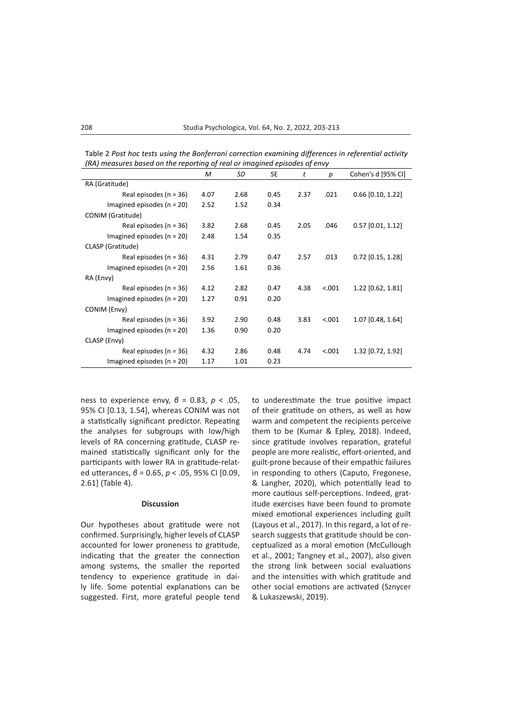Table 2 *Post hoc tests using the Bonferroni correction examining differences in referential activity (RA) measures based on the reporting of real or imagined episodes of envy*

| | *M* | *SD* | SE | *t* | *p* | Cohen's d [95% CI] |
|---|---|---|---|---|---|---|
| RA (Gratitude) | | | | | | |
| Real episodes (n = 36) | 4.07 | 2.68 | 0.45 | 2.37 | .021 | 0.66 [0.10, 1.22] |
| Imagined episodes (n = 20) | 2.52 | 1.52 | 0.34 | | | |
| CONIM (Gratitude) | | | | | | |
| Real episodes (n = 36) | 3.82 | 2.68 | 0.45 | 2.05 | .046 | 0.57 [0.01, 1.12] |
| Imagined episodes (n = 20) | 2.48 | 1.54 | 0.35 | | | |
| CLASP (Gratitude) | | | | | | |
| Real episodes (n = 36) | 4.31 | 2.79 | 0.47 | 2.57 | .013 | 0.72 [0.15, 1.28] |
| Imagined episodes (n = 20) | 2.56 | 1.61 | 0.36 | | | |
| RA (Envy) | | | | | | |
| Real episodes (n = 36) | 4.12 | 2.82 | 0.47 | 4.38 | <.001 | 1.22 [0.62, 1.81] |
| Imagined episodes (n = 20) | 1.27 | 0.91 | 0.20 | | | |
| CONIM (Envy) | | | | | | |
| Real episodes (n = 36) | 3.92 | 2.90 | 0.48 | 3.83 | <.001 | 1.07 [0.48, 1.64] |
| Imagined episodes (n = 20) | 1.36 | 0.90 | 0.20 | | | |
| CLASP (Envy) | | | | | | |
| Real episodes (n = 36) | 4.32 | 2.86 | 0.48 | 4.74 | <.001 | 1.32 [0.72, 1.92] |
| Imagined episodes (n = 20) | 1.17 | 1.01 | 0.23 | | | |

ness to experience envy, $\beta = 0.83$, $p < .05$, 95% CI [0.13, 1.54], whereas CONIM was not a statistically significant predictor. Repeating the analyses for subgroups with low/high levels of RA concerning gratitude, CLASP remained statistically significant only for the participants with lower RA in gratitude-related utterances, $\beta = 0.65$, $p < .05$, 95% CI [0.09, 2.61] (Table 4).

## Discussion

Our hypotheses about gratitude were not confirmed. Surprisingly, higher levels of CLASP accounted for lower proneness to gratitude, indicating that the greater the connection among systems, the smaller the reported tendency to experience gratitude in daily life. Some potential explanations can be suggested. First, more grateful people tend to underestimate the true positive impact of their gratitude on others, as well as how warm and competent the recipients perceive them to be (Kumar & Epley, 2018). Indeed, since gratitude involves reparation, grateful people are more realistic, effort-oriented, and guilt-prone because of their empathic failures in responding to others (Caputo, Fregonese, & Langher, 2020), which potentially lead to more cautious self-perceptions. Indeed, gratitude exercises have been found to promote mixed emotional experiences including guilt (Layous et al., 2017). In this regard, a lot of research suggests that gratitude should be conceptualized as a moral emotion (McCullough et al., 2001; Tangney et al., 2007), also given the strong link between social evaluations and the intensities with which gratitude and other social emotions are activated (Sznycer & Lukaszewski, 2019).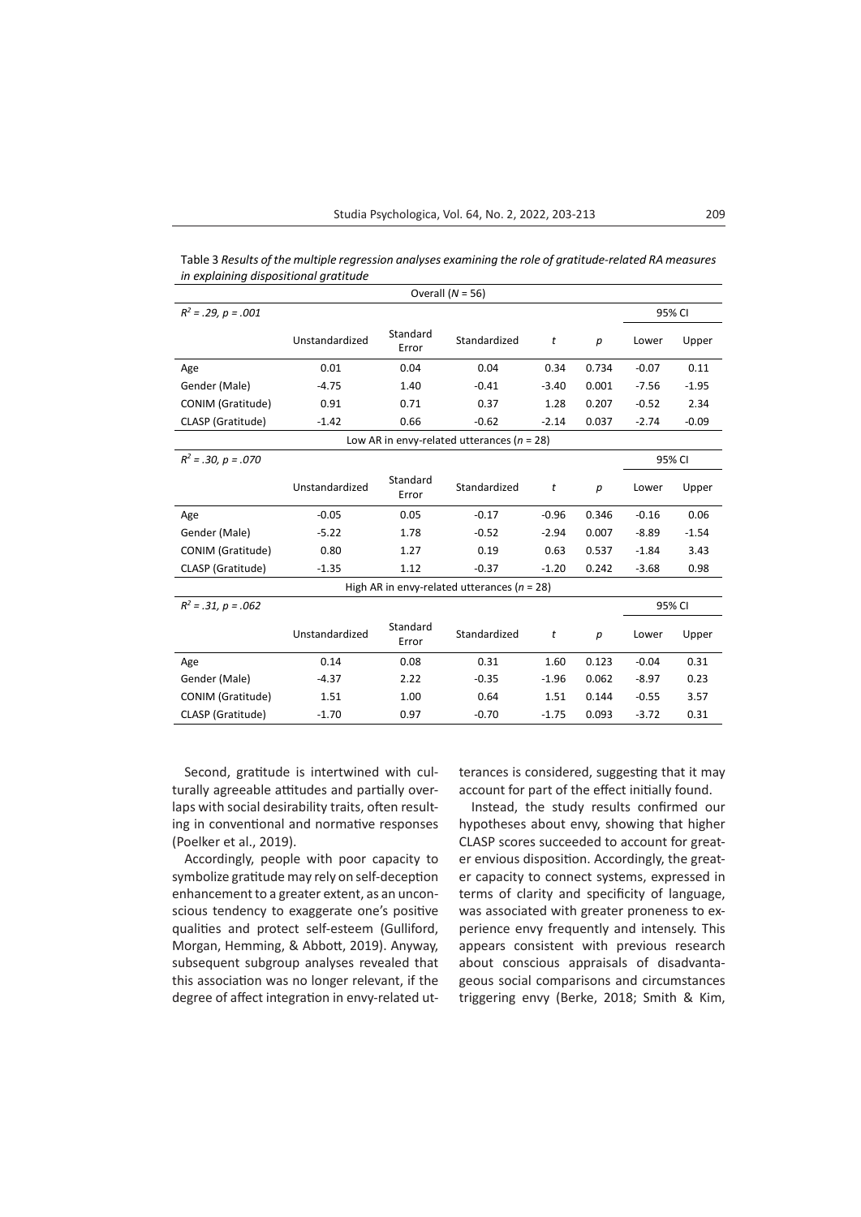Table 3 *Results of the multiple regression analyses examining the role of gratitude-related RA measures in explaining dispositional gratitude*

| Overall ($N$ = 56) | | | | | | | |
|---|---|---|---|---|---|---|---|
| $R^2$ = .29, $p$ = .001 | | | | | | 95% CI | |
| | Unstandardized | Standard Error | Standardized | $t$ | $p$ | Lower | Upper |
| Age | 0.01 | 0.04 | 0.04 | 0.34 | 0.734 | -0.07 | 0.11 |
| Gender (Male) | -4.75 | 1.40 | -0.41 | -3.40 | 0.001 | -7.56 | -1.95 |
| CONIM (Gratitude) | 0.91 | 0.71 | 0.37 | 1.28 | 0.207 | -0.52 | 2.34 |
| CLASP (Gratitude) | -1.42 | 0.66 | -0.62 | -2.14 | 0.037 | -2.74 | -0.09 |
| **Low AR in envy-related utterances ($n$ = 28)** | | | | | | | |
| $R^2$ = .30, $p$ = .070 | | | | | | 95% CI | |
| | Unstandardized | Standard Error | Standardized | $t$ | $p$ | Lower | Upper |
| Age | -0.05 | 0.05 | -0.17 | -0.96 | 0.346 | -0.16 | 0.06 |
| Gender (Male) | -5.22 | 1.78 | -0.52 | -2.94 | 0.007 | -8.89 | -1.54 |
| CONIM (Gratitude) | 0.80 | 1.27 | 0.19 | 0.63 | 0.537 | -1.84 | 3.43 |
| CLASP (Gratitude) | -1.35 | 1.12 | -0.37 | -1.20 | 0.242 | -3.68 | 0.98 |
| **High AR in envy-related utterances ($n$ = 28)** | | | | | | | |
| $R^2$ = .31, $p$ = .062 | | | | | | 95% CI | |
| | Unstandardized | Standard Error | Standardized | $t$ | $p$ | Lower | Upper |
| Age | 0.14 | 0.08 | 0.31 | 1.60 | 0.123 | -0.04 | 0.31 |
| Gender (Male) | -4.37 | 2.22 | -0.35 | -1.96 | 0.062 | -8.97 | 0.23 |
| CONIM (Gratitude) | 1.51 | 1.00 | 0.64 | 1.51 | 0.144 | -0.55 | 3.57 |
| CLASP (Gratitude) | -1.70 | 0.97 | -0.70 | -1.75 | 0.093 | -3.72 | 0.31 |

Second, gratitude is intertwined with culturally agreeable attitudes and partially overlaps with social desirability traits, often resulting in conventional and normative responses (Poelker et al., 2019).

Accordingly, people with poor capacity to symbolize gratitude may rely on self-deception enhancement to a greater extent, as an unconscious tendency to exaggerate one's positive qualities and protect self-esteem (Gulliford, Morgan, Hemming, & Abbott, 2019). Anyway, subsequent subgroup analyses revealed that this association was no longer relevant, if the degree of affect integration in envy-related utterances is considered, suggesting that it may account for part of the effect initially found.

Instead, the study results confirmed our hypotheses about envy, showing that higher CLASP scores succeeded to account for greater envious disposition. Accordingly, the greater capacity to connect systems, expressed in terms of clarity and specificity of language, was associated with greater proneness to experience envy frequently and intensely. This appears consistent with previous research about conscious appraisals of disadvantageous social comparisons and circumstances triggering envy (Berke, 2018; Smith & Kim,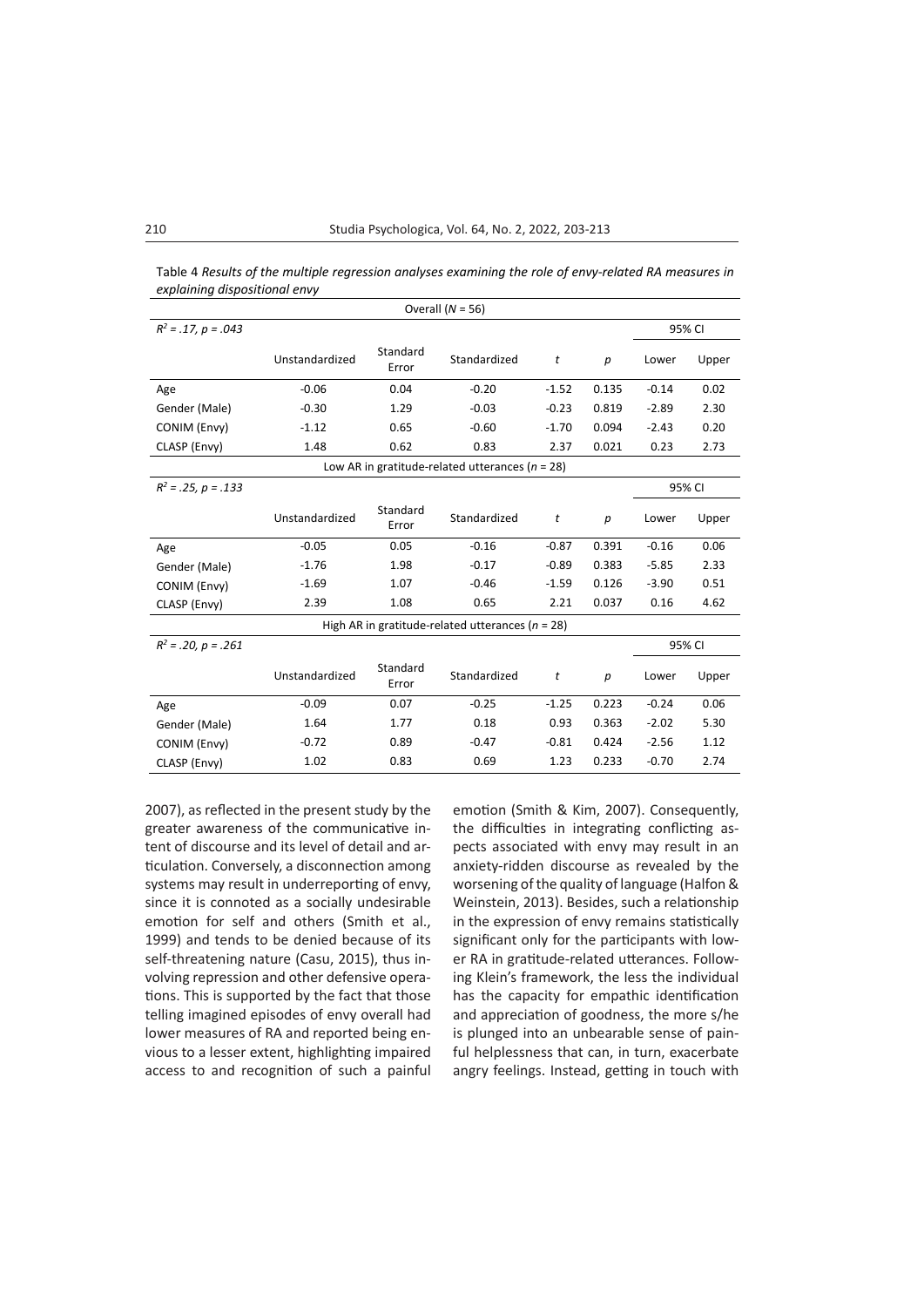Table 4 *Results of the multiple regression analyses examining the role of envy-related RA measures in explaining dispositional envy*

| Overall ($N$ = 56) | | | | | | | |
|---|---|---|---|---|---|---|---|
| $R^2$ = .17, $p$ = .043 | | | | | | 95% CI | |
| | Unstandardized | Standard Error | Standardized | $t$ | $p$ | Lower | Upper |
| Age | -0.06 | 0.04 | -0.20 | -1.52 | 0.135 | -0.14 | 0.02 |
| Gender (Male) | -0.30 | 1.29 | -0.03 | -0.23 | 0.819 | -2.89 | 2.30 |
| CONIM (Envy) | -1.12 | 0.65 | -0.60 | -1.70 | 0.094 | -2.43 | 0.20 |
| CLASP (Envy) | 1.48 | 0.62 | 0.83 | 2.37 | 0.021 | 0.23 | 2.73 |
| Low AR in gratitude-related utterances ($n$ = 28) | | | | | | | |
| $R^2$ = .25, $p$ = .133 | | | | | | 95% CI | |
| | Unstandardized | Standard Error | Standardized | $t$ | $p$ | Lower | Upper |
| Age | -0.05 | 0.05 | -0.16 | -0.87 | 0.391 | -0.16 | 0.06 |
| Gender (Male) | -1.76 | 1.98 | -0.17 | -0.89 | 0.383 | -5.85 | 2.33 |
| CONIM (Envy) | -1.69 | 1.07 | -0.46 | -1.59 | 0.126 | -3.90 | 0.51 |
| CLASP (Envy) | 2.39 | 1.08 | 0.65 | 2.21 | 0.037 | 0.16 | 4.62 |
| High AR in gratitude-related utterances ($n$ = 28) | | | | | | | |
| $R^2$ = .20, $p$ = .261 | | | | | | 95% CI | |
| | Unstandardized | Standard Error | Standardized | $t$ | $p$ | Lower | Upper |
| Age | -0.09 | 0.07 | -0.25 | -1.25 | 0.223 | -0.24 | 0.06 |
| Gender (Male) | 1.64 | 1.77 | 0.18 | 0.93 | 0.363 | -2.02 | 5.30 |
| CONIM (Envy) | -0.72 | 0.89 | -0.47 | -0.81 | 0.424 | -2.56 | 1.12 |
| CLASP (Envy) | 1.02 | 0.83 | 0.69 | 1.23 | 0.233 | -0.70 | 2.74 |

2007), as reflected in the present study by the greater awareness of the communicative intent of discourse and its level of detail and articulation. Conversely, a disconnection among systems may result in underreporting of envy, since it is connoted as a socially undesirable emotion for self and others (Smith et al., 1999) and tends to be denied because of its self-threatening nature (Casu, 2015), thus involving repression and other defensive operations. This is supported by the fact that those telling imagined episodes of envy overall had lower measures of RA and reported being envious to a lesser extent, highlighting impaired access to and recognition of such a painful emotion (Smith & Kim, 2007). Consequently, the difficulties in integrating conflicting aspects associated with envy may result in an anxiety-ridden discourse as revealed by the worsening of the quality of language (Halfon & Weinstein, 2013). Besides, such a relationship in the expression of envy remains statistically significant only for the participants with lower RA in gratitude-related utterances. Following Klein's framework, the less the individual has the capacity for empathic identification and appreciation of goodness, the more s/he is plunged into an unbearable sense of painful helplessness that can, in turn, exacerbate angry feelings. Instead, getting in touch with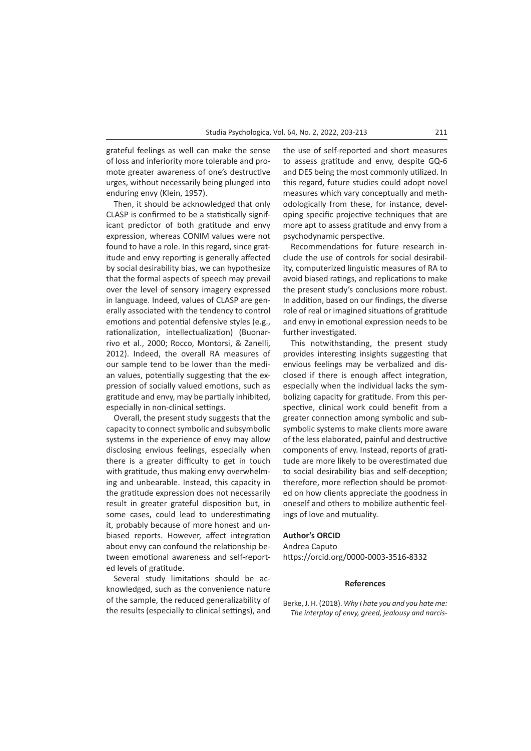grateful feelings as well can make the sense of loss and inferiority more tolerable and promote greater awareness of one's destructive urges, without necessarily being plunged into enduring envy (Klein, 1957).

Then, it should be acknowledged that only CLASP is confirmed to be a statistically significant predictor of both gratitude and envy expression, whereas CONIM values were not found to have a role. In this regard, since gratitude and envy reporting is generally affected by social desirability bias, we can hypothesize that the formal aspects of speech may prevail over the level of sensory imagery expressed in language. Indeed, values of CLASP are generally associated with the tendency to control emotions and potential defensive styles (e.g., rationalization, intellectualization) (Buonarrivo et al., 2000; Rocco, Montorsi, & Zanelli, 2012). Indeed, the overall RA measures of our sample tend to be lower than the median values, potentially suggesting that the expression of socially valued emotions, such as gratitude and envy, may be partially inhibited, especially in non-clinical settings.

Overall, the present study suggests that the capacity to connect symbolic and subsymbolic systems in the experience of envy may allow disclosing envious feelings, especially when there is a greater difficulty to get in touch with gratitude, thus making envy overwhelming and unbearable. Instead, this capacity in the gratitude expression does not necessarily result in greater grateful disposition but, in some cases, could lead to underestimating it, probably because of more honest and unbiased reports. However, affect integration about envy can confound the relationship between emotional awareness and self-reported levels of gratitude.

Several study limitations should be acknowledged, such as the convenience nature of the sample, the reduced generalizability of the results (especially to clinical settings), and the use of self-reported and short measures to assess gratitude and envy, despite GQ-6 and DES being the most commonly utilized. In this regard, future studies could adopt novel measures which vary conceptually and methodologically from these, for instance, developing specific projective techniques that are more apt to assess gratitude and envy from a psychodynamic perspective.

Recommendations for future research include the use of controls for social desirability, computerized linguistic measures of RA to avoid biased ratings, and replications to make the present study's conclusions more robust. In addition, based on our findings, the diverse role of real or imagined situations of gratitude and envy in emotional expression needs to be further investigated.

This notwithstanding, the present study provides interesting insights suggesting that envious feelings may be verbalized and disclosed if there is enough affect integration, especially when the individual lacks the symbolizing capacity for gratitude. From this perspective, clinical work could benefit from a greater connection among symbolic and subsymbolic systems to make clients more aware of the less elaborated, painful and destructive components of envy. Instead, reports of gratitude are more likely to be overestimated due to social desirability bias and self-deception; therefore, more reflection should be promoted on how clients appreciate the goodness in oneself and others to mobilize authentic feelings of love and mutuality.

**Author's ORCID**

Andrea Caputo
https://orcid.org/0000-0003-3516-8332

## References

Berke, J. H. (2018). *Why I hate you and you hate me: The interplay of envy, greed, jealousy and narcis-*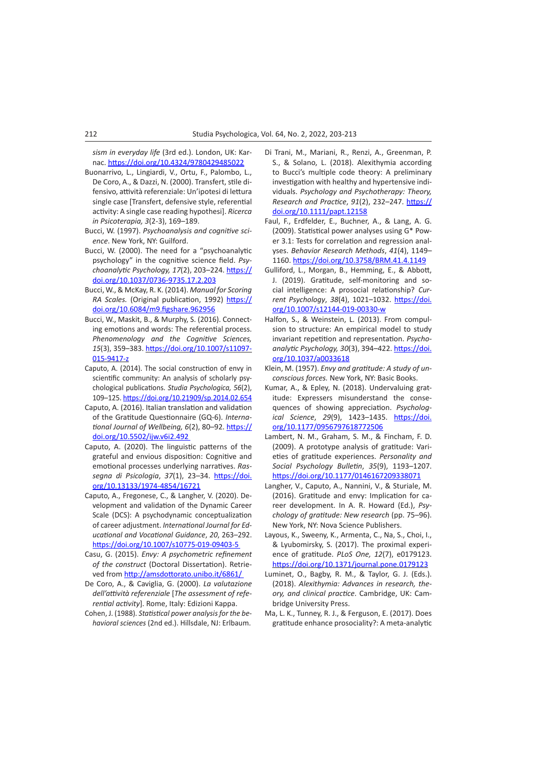*sism in everyday life* (3rd ed.). London, UK: Karnac. https://doi.org/10.4324/9780429485022

Buonarrivo, L., Lingiardi, V., Ortu, F., Palombo, L., De Coro, A., & Dazzi, N. (2000). Transfert, stile difensivo, attività referenziale: Un'ipotesi di lettura single case [Transfert, defensive style, referential activity: A single case reading hypothesis]. *Ricerca in Psicoterapia, 3*(2-3), 169–189.

Bucci, W. (1997). *Psychoanalysis and cognitive science*. New York, NY: Guilford.

Bucci, W. (2000). The need for a "psychoanalytic psychology" in the cognitive science field. *Psychoanalytic Psychology, 17*(2), 203–224. https://doi.org/10.1037/0736-9735.17.2.203

Bucci, W., & McKay, R. K. (2014). *Manual for Scoring RA Scales.* (Original publication, 1992) https://doi.org/10.6084/m9.figshare.962956

Bucci, W., Maskit, B., & Murphy, S. (2016). Connecting emotions and words: The referential process. *Phenomenology and the Cognitive Sciences, 15*(3), 359–383. https://doi.org/10.1007/s11097-015-9417-z

Caputo, A. (2014). The social construction of envy in scientific community: An analysis of scholarly psychological publications. *Studia Psychologica, 56*(2), 109–125. https://doi.org/10.21909/sp.2014.02.654

Caputo, A. (2016). Italian translation and validation of the Gratitude Questionnaire (GQ-6). *International Journal of Wellbeing, 6*(2), 80–92. https://doi.org/10.5502/ijw.v6i2.492

Caputo, A. (2020). The linguistic patterns of the grateful and envious disposition: Cognitive and emotional processes underlying narratives. *Rassegna di Psicologia*, *37*(1), 23–34. https://doi.org/10.13133/1974-4854/16721

Caputo, A., Fregonese, C., & Langher, V. (2020). Development and validation of the Dynamic Career Scale (DCS): A psychodynamic conceptualization of career adjustment. *International Journal for Educational and Vocational Guidance*, *20*, 263–292. https://doi.org/10.1007/s10775-019-09403-5

Casu, G. (2015). *Envy: A psychometric refinement of the construct* (Doctoral Dissertation). Retrieved from http://amsdottorato.unibo.it/6861/

De Coro, A., & Caviglia, G. (2000). *La valutazione dell'attività referenziale* [*The assessment of referential activity*]. Rome, Italy: Edizioni Kappa.

Cohen, J. (1988). *Statistical power analysis for the behavioral sciences* (2nd ed.). Hillsdale, NJ: Erlbaum.

Di Trani, M., Mariani, R., Renzi, A., Greenman, P. S., & Solano, L. (2018). Alexithymia according to Bucci's multiple code theory: A preliminary investigation with healthy and hypertensive individuals. *Psychology and Psychotherapy: Theory, Research and Practice*, *91*(2), 232–247. https://doi.org/10.1111/papt.12158

Faul, F., Erdfelder, E., Buchner, A., & Lang, A. G. (2009). Statistical power analyses using G* Power 3.1: Tests for correlation and regression analyses. *Behavior Research Methods*, *41*(4), 1149–1160. https://doi.org/10.3758/BRM.41.4.1149

Gulliford, L., Morgan, B., Hemming, E., & Abbott, J. (2019). Gratitude, self-monitoring and social intelligence: A prosocial relationship? *Current Psychology*, *38*(4), 1021–1032. https://doi.org/10.1007/s12144-019-00330-w

Halfon, S., & Weinstein, L. (2013). From compulsion to structure: An empirical model to study invariant repetition and representation. *Psychoanalytic Psychology, 30*(3), 394–422. https://doi.org/10.1037/a0033618

Klein, M. (1957). *Envy and gratitude: A study of unconscious forces.* New York, NY: Basic Books.

Kumar, A., & Epley, N. (2018). Undervaluing gratitude: Expressers misunderstand the consequences of showing appreciation. *Psychological Science*, *29*(9), 1423–1435. https://doi.org/10.1177/0956797618772506

Lambert, N. M., Graham, S. M., & Fincham, F. D. (2009). A prototype analysis of gratitude: Varieties of gratitude experiences. *Personality and Social Psychology Bulletin*, *35*(9), 1193–1207. https://doi.org/10.1177/0146167209338071

Langher, V., Caputo, A., Nannini, V., & Sturiale, M. (2016). Gratitude and envy: Implication for career development. In A. R. Howard (Ed.), *Psychology of gratitude: New research* (pp. 75–96). New York, NY: Nova Science Publishers.

Layous, K., Sweeny, K., Armenta, C., Na, S., Choi, I., & Lyubomirsky, S. (2017). The proximal experience of gratitude. *PLoS One, 12*(7), e0179123. https://doi.org/10.1371/journal.pone.0179123

Luminet, O., Bagby, R. M., & Taylor, G. J. (Eds.). (2018). *Alexithymia: Advances in research, theory, and clinical practice*. Cambridge, UK: Cambridge University Press.

Ma, L. K., Tunney, R. J., & Ferguson, E. (2017). Does gratitude enhance prosociality?: A meta-analytic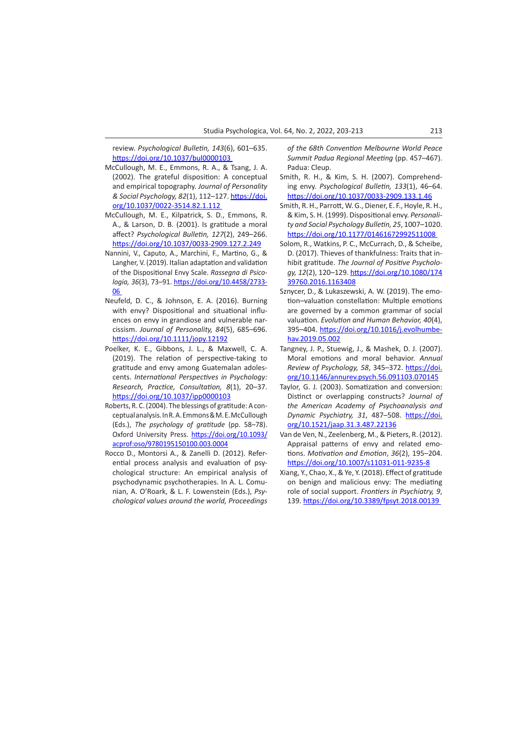review. *Psychological Bulletin, 143*(6), 601–635. https://doi.org/10.1037/bul0000103

McCullough, M. E., Emmons, R. A., & Tsang, J. A. (2002). The grateful disposition: A conceptual and empirical topography. *Journal of Personality & Social Psychology, 82*(1), 112–127. https://doi.org/10.1037/0022-3514.82.1.112

McCullough, M. E., Kilpatrick, S. D., Emmons, R. A., & Larson, D. B. (2001). Is gratitude a moral affect? *Psychological Bulletin, 127*(2), 249–266. https://doi.org/10.1037/0033-2909.127.2.249

Nannini, V., Caputo, A., Marchini, F., Martino, G., & Langher, V. (2019). Italian adaptation and validation of the Dispositional Envy Scale. *Rassegna di Psicologia, 36*(3), 73–91. https://doi.org/10.4458/2733-06

Neufeld, D. C., & Johnson, E. A. (2016). Burning with envy? Dispositional and situational influences on envy in grandiose and vulnerable narcissism. *Journal of Personality, 84*(5), 685–696. https://doi.org/10.1111/jopy.12192

Poelker, K. E., Gibbons, J. L., & Maxwell, C. A. (2019). The relation of perspective-taking to gratitude and envy among Guatemalan adolescents. *International Perspectives in Psychology: Research, Practice, Consultation, 8*(1), 20–37. https://doi.org/10.1037/ipp0000103

Roberts, R. C. (2004). The blessings of gratitude: A conceptual analysis. In R. A. Emmons & M. E. McCullough (Eds.), *The psychology of gratitude* (pp. 58–78). Oxford University Press. https://doi.org/10.1093/acprof:oso/9780195150100.003.0004

Rocco D., Montorsi A., & Zanelli D. (2012). Referential process analysis and evaluation of psychological structure: An empirical analysis of psychodynamic psychotherapies. In A. L. Comunian, A. O'Roark, & L. F. Lowenstein (Eds.), *Psychological values around the world, Proceedings of the 68th Convention Melbourne World Peace Summit Padua Regional Meeting* (pp. 457–467). Padua: Cleup.

Smith, R. H., & Kim, S. H. (2007). Comprehending envy. *Psychological Bulletin, 133*(1), 46–64. https://doi.org/10.1037/0033-2909.133.1.46

Smith, R. H., Parrott, W. G., Diener, E. F., Hoyle, R. H., & Kim, S. H. (1999). Dispositional envy. *Personality and Social Psychology Bulletin, 25*, 1007–1020. https://doi.org/10.1177/01461672992511008

Solom, R., Watkins, P. C., McCurrach, D., & Scheibe, D. (2017). Thieves of thankfulness: Traits that inhibit gratitude. *The Journal of Positive Psychology, 12*(2), 120–129. https://doi.org/10.1080/17439760.2016.1163408

Sznycer, D., & Lukaszewski, A. W. (2019). The emotion–valuation constellation: Multiple emotions are governed by a common grammar of social valuation. *Evolution and Human Behavior, 40*(4), 395–404. https://doi.org/10.1016/j.evolhumbehav.2019.05.002

Tangney, J. P., Stuewig, J., & Mashek, D. J. (2007). Moral emotions and moral behavior. *Annual Review of Psychology, 58*, 345–372. https://doi.org/10.1146/annurev.psych.56.091103.070145

Taylor, G. J. (2003). Somatization and conversion: Distinct or overlapping constructs? *Journal of the American Academy of Psychoanalysis and Dynamic Psychiatry, 31*, 487–508. https://doi.org/10.1521/jaap.31.3.487.22136

Van de Ven, N., Zeelenberg, M., & Pieters, R. (2012). Appraisal patterns of envy and related emotions. *Motivation and Emotion*, *36*(2), 195–204. https://doi.org/10.1007/s11031-011-9235-8

Xiang, Y., Chao, X., & Ye, Y. (2018). Effect of gratitude on benign and malicious envy: The mediating role of social support. *Frontiers in Psychiatry, 9*, 139. https://doi.org/10.3389/fpsyt.2018.00139